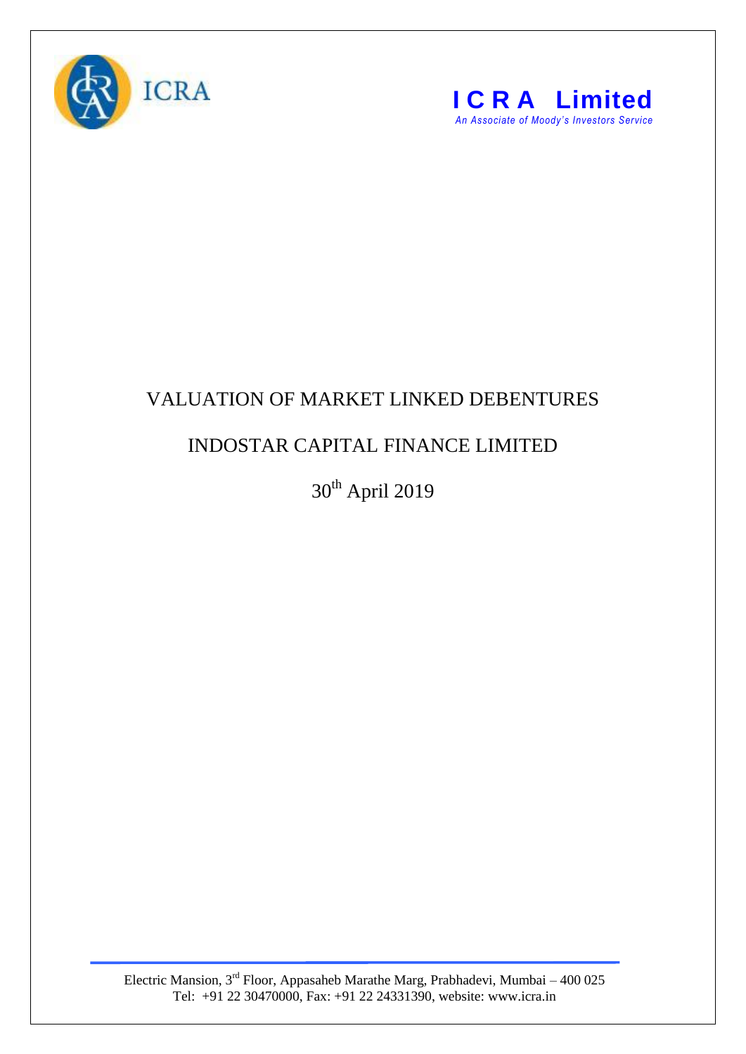ICRA

**I C R A Limited**
*An Associate of Moody's Investors Service*

# VALUATION OF MARKET LINKED DEBENTURES

## INDOSTAR CAPITAL FINANCE LIMITED

30th April 2019

Electric Mansion, 3rd Floor, Appasaheb Marathe Marg, Prabhadevi, Mumbai – 400 025
Tel: +91 22 30470000, Fax: +91 22 24331390, website: www.icra.in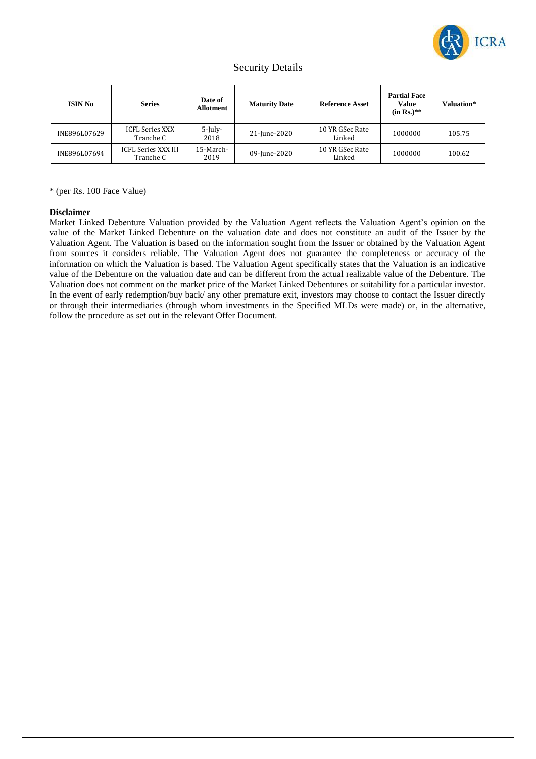## Security Details

| ISIN No | Series | Date of Allotment | Maturity Date | Reference Asset | Partial Face Value (in Rs.)** | Valuation* |
|---|---|---|---|---|---|---|
| INE896L07629 | ICFL Series XXX Tranche C | 5-July-2018 | 21-June-2020 | 10 YR GSec Rate Linked | 1000000 | 105.75 |
| INE896L07694 | ICFL Series XXX III Tranche C | 15-March-2019 | 09-June-2020 | 10 YR GSec Rate Linked | 1000000 | 100.62 |

* (per Rs. 100 Face Value)

**Disclaimer**

Market Linked Debenture Valuation provided by the Valuation Agent reflects the Valuation Agent's opinion on the value of the Market Linked Debenture on the valuation date and does not constitute an audit of the Issuer by the Valuation Agent. The Valuation is based on the information sought from the Issuer or obtained by the Valuation Agent from sources it considers reliable. The Valuation Agent does not guarantee the completeness or accuracy of the information on which the Valuation is based. The Valuation Agent specifically states that the Valuation is an indicative value of the Debenture on the valuation date and can be different from the actual realizable value of the Debenture. The Valuation does not comment on the market price of the Market Linked Debentures or suitability for a particular investor. In the event of early redemption/buy back/ any other premature exit, investors may choose to contact the Issuer directly or through their intermediaries (through whom investments in the Specified MLDs were made) or, in the alternative, follow the procedure as set out in the relevant Offer Document.